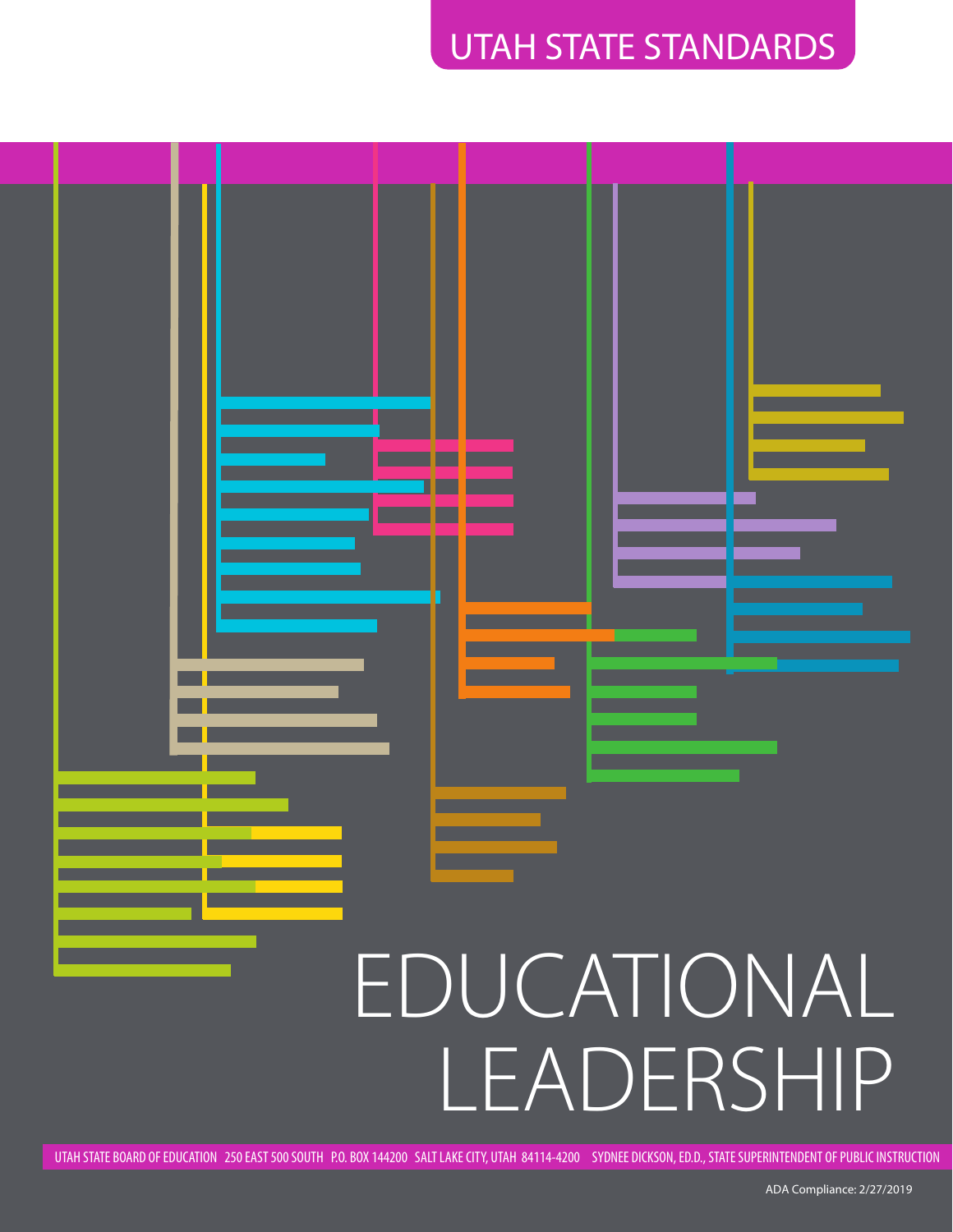UTAH STATE STANDARDS

# EDUCATIONAL LEADERSHIP

UTAH STATE BOARD OF EDUCATION 250 EAST 500 SOUTH P.O. BOX 144200 SALT LAKE CITY, UTAH 84114-4200 SYDNEE DICKSON, ED.D., STATE SUPERINTENDENT OF PUBLIC INSTRUCTION

ADA Compliance: 2/27/2019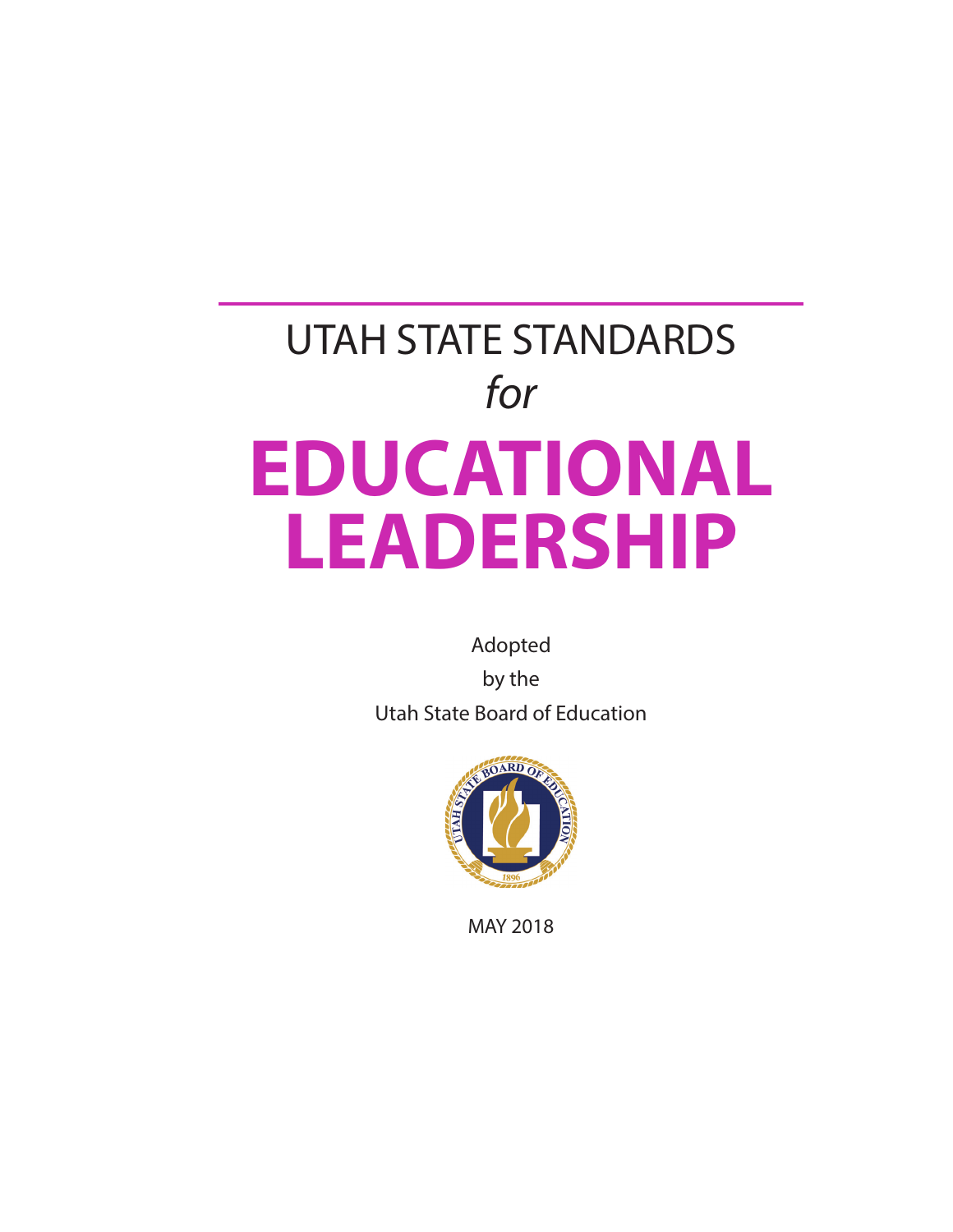# UTAH STATE STANDARDS

*for*

# EDUCATIONAL LEADERSHIP

Adopted

by the

Utah State Board of Education

MAY 2018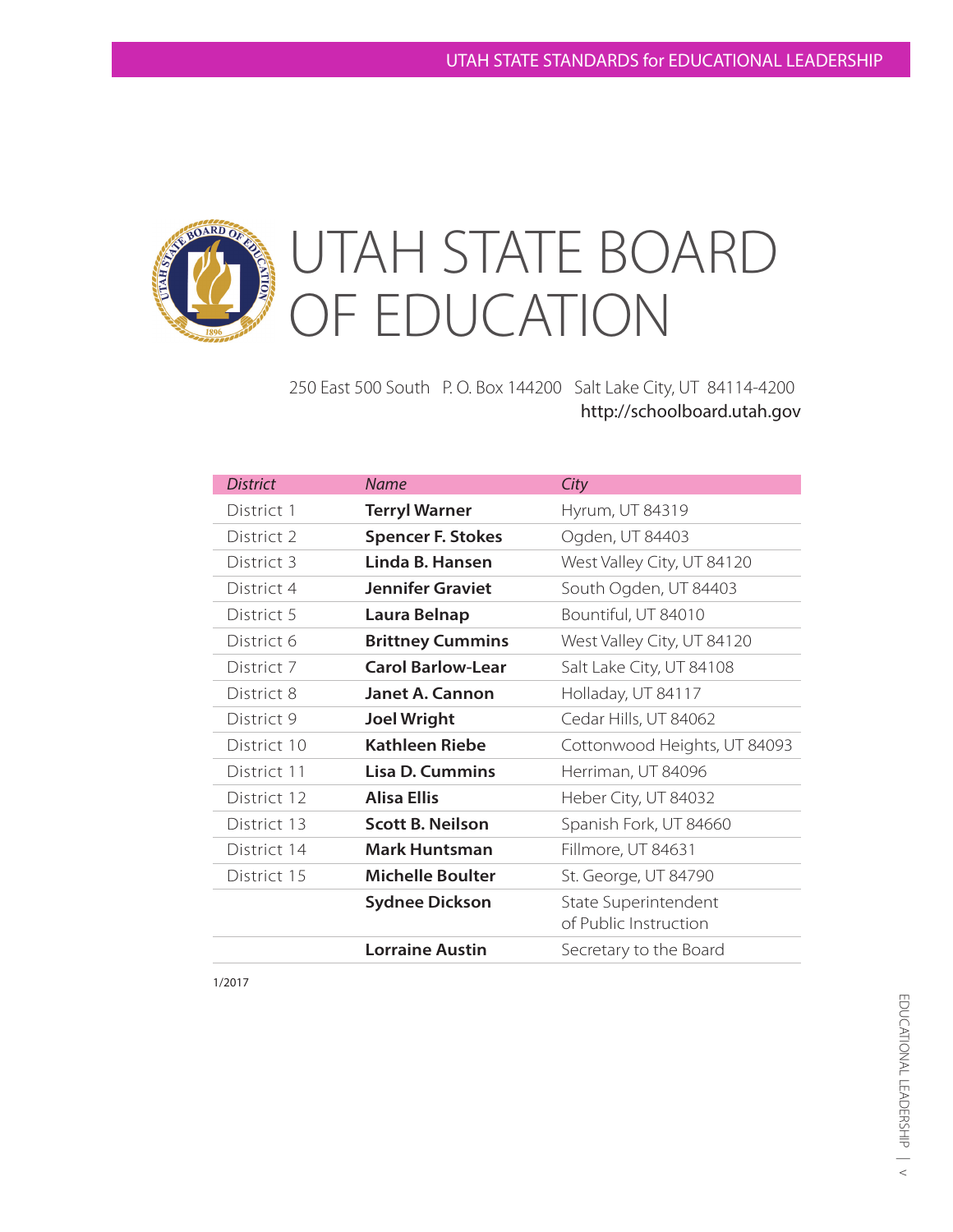# UTAH STATE BOARD OF EDUCATION

250 East 500 South P. O. Box 144200 Salt Lake City, UT 84114-4200
http://schoolboard.utah.gov

| *District* | *Name* | *City* |
| --- | --- | --- |
| District 1 | **Terryl Warner** | Hyrum, UT 84319 |
| District 2 | **Spencer F. Stokes** | Ogden, UT 84403 |
| District 3 | **Linda B. Hansen** | West Valley City, UT 84120 |
| District 4 | **Jennifer Graviet** | South Ogden, UT 84403 |
| District 5 | **Laura Belnap** | Bountiful, UT 84010 |
| District 6 | **Brittney Cummins** | West Valley City, UT 84120 |
| District 7 | **Carol Barlow-Lear** | Salt Lake City, UT 84108 |
| District 8 | **Janet A. Cannon** | Holladay, UT 84117 |
| District 9 | **Joel Wright** | Cedar Hills, UT 84062 |
| District 10 | **Kathleen Riebe** | Cottonwood Heights, UT 84093 |
| District 11 | **Lisa D. Cummins** | Herriman, UT 84096 |
| District 12 | **Alisa Ellis** | Heber City, UT 84032 |
| District 13 | **Scott B. Neilson** | Spanish Fork, UT 84660 |
| District 14 | **Mark Huntsman** | Fillmore, UT 84631 |
| District 15 | **Michelle Boulter** | St. George, UT 84790 |
| | **Sydnee Dickson** | State Superintendent of Public Instruction |
| | **Lorraine Austin** | Secretary to the Board |

1/2017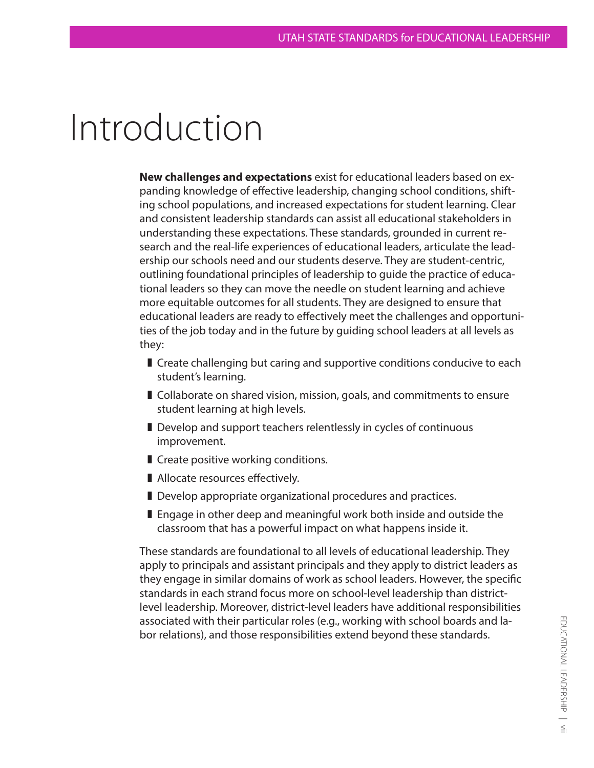# Introduction

**New challenges and expectations** exist for educational leaders based on expanding knowledge of effective leadership, changing school conditions, shifting school populations, and increased expectations for student learning. Clear and consistent leadership standards can assist all educational stakeholders in understanding these expectations. These standards, grounded in current research and the real-life experiences of educational leaders, articulate the leadership our schools need and our students deserve. They are student-centric, outlining foundational principles of leadership to guide the practice of educational leaders so they can move the needle on student learning and achieve more equitable outcomes for all students. They are designed to ensure that educational leaders are ready to effectively meet the challenges and opportunities of the job today and in the future by guiding school leaders at all levels as they:

- Create challenging but caring and supportive conditions conducive to each student's learning.
- Collaborate on shared vision, mission, goals, and commitments to ensure student learning at high levels.
- Develop and support teachers relentlessly in cycles of continuous improvement.
- Create positive working conditions.
- Allocate resources effectively.
- Develop appropriate organizational procedures and practices.
- Engage in other deep and meaningful work both inside and outside the classroom that has a powerful impact on what happens inside it.

These standards are foundational to all levels of educational leadership. They apply to principals and assistant principals and they apply to district leaders as they engage in similar domains of work as school leaders. However, the specific standards in each strand focus more on school-level leadership than district-level leadership. Moreover, district-level leaders have additional responsibilities associated with their particular roles (e.g., working with school boards and labor relations), and those responsibilities extend beyond these standards.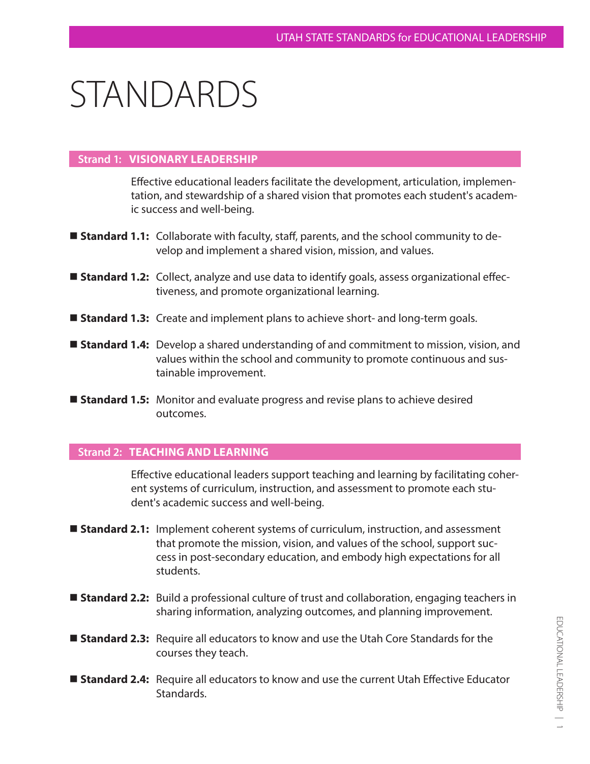# STANDARDS

## Strand 1: VISIONARY LEADERSHIP

Effective educational leaders facilitate the development, articulation, implementation, and stewardship of a shared vision that promotes each student's academic success and well-being.

- **Standard 1.1:** Collaborate with faculty, staff, parents, and the school community to develop and implement a shared vision, mission, and values.
- **Standard 1.2:** Collect, analyze and use data to identify goals, assess organizational effectiveness, and promote organizational learning.
- **Standard 1.3:** Create and implement plans to achieve short- and long-term goals.
- **Standard 1.4:** Develop a shared understanding of and commitment to mission, vision, and values within the school and community to promote continuous and sustainable improvement.
- **Standard 1.5:** Monitor and evaluate progress and revise plans to achieve desired outcomes.

## Strand 2: TEACHING AND LEARNING

Effective educational leaders support teaching and learning by facilitating coherent systems of curriculum, instruction, and assessment to promote each student's academic success and well-being.

- **Standard 2.1:** Implement coherent systems of curriculum, instruction, and assessment that promote the mission, vision, and values of the school, support success in post-secondary education, and embody high expectations for all students.
- **Standard 2.2:** Build a professional culture of trust and collaboration, engaging teachers in sharing information, analyzing outcomes, and planning improvement.
- **Standard 2.3:** Require all educators to know and use the Utah Core Standards for the courses they teach.
- **Standard 2.4:** Require all educators to know and use the current Utah Effective Educator Standards.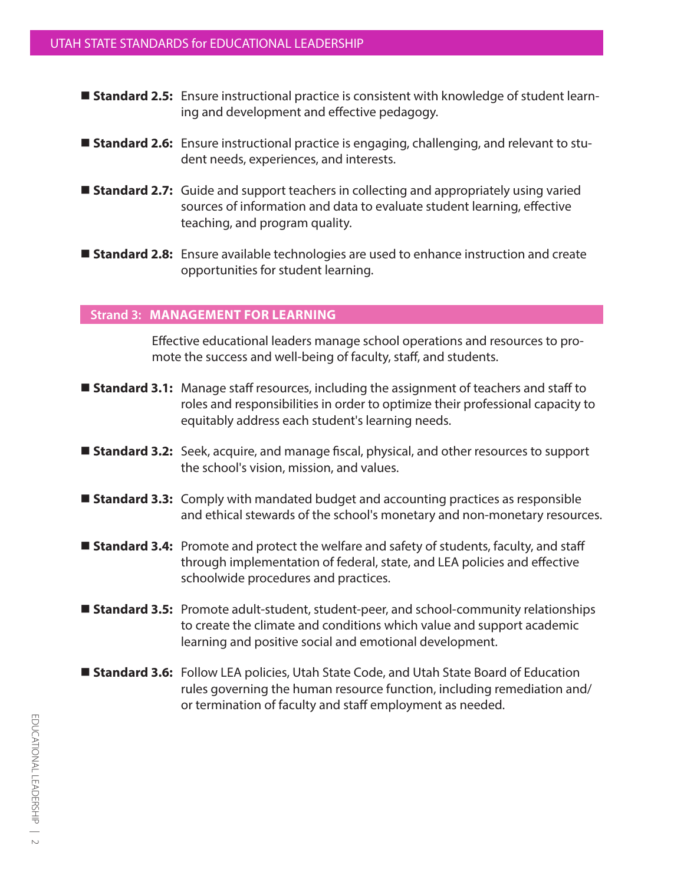- **Standard 2.5:** Ensure instructional practice is consistent with knowledge of student learning and development and effective pedagogy.

- **Standard 2.6:** Ensure instructional practice is engaging, challenging, and relevant to student needs, experiences, and interests.

- **Standard 2.7:** Guide and support teachers in collecting and appropriately using varied sources of information and data to evaluate student learning, effective teaching, and program quality.

- **Standard 2.8:** Ensure available technologies are used to enhance instruction and create opportunities for student learning.

## Strand 3: MANAGEMENT FOR LEARNING

Effective educational leaders manage school operations and resources to promote the success and well-being of faculty, staff, and students.

- **Standard 3.1:** Manage staff resources, including the assignment of teachers and staff to roles and responsibilities in order to optimize their professional capacity to equitably address each student's learning needs.

- **Standard 3.2:** Seek, acquire, and manage fiscal, physical, and other resources to support the school's vision, mission, and values.

- **Standard 3.3:** Comply with mandated budget and accounting practices as responsible and ethical stewards of the school's monetary and non-monetary resources.

- **Standard 3.4:** Promote and protect the welfare and safety of students, faculty, and staff through implementation of federal, state, and LEA policies and effective schoolwide procedures and practices.

- **Standard 3.5:** Promote adult-student, student-peer, and school-community relationships to create the climate and conditions which value and support academic learning and positive social and emotional development.

- **Standard 3.6:** Follow LEA policies, Utah State Code, and Utah State Board of Education rules governing the human resource function, including remediation and/or termination of faculty and staff employment as needed.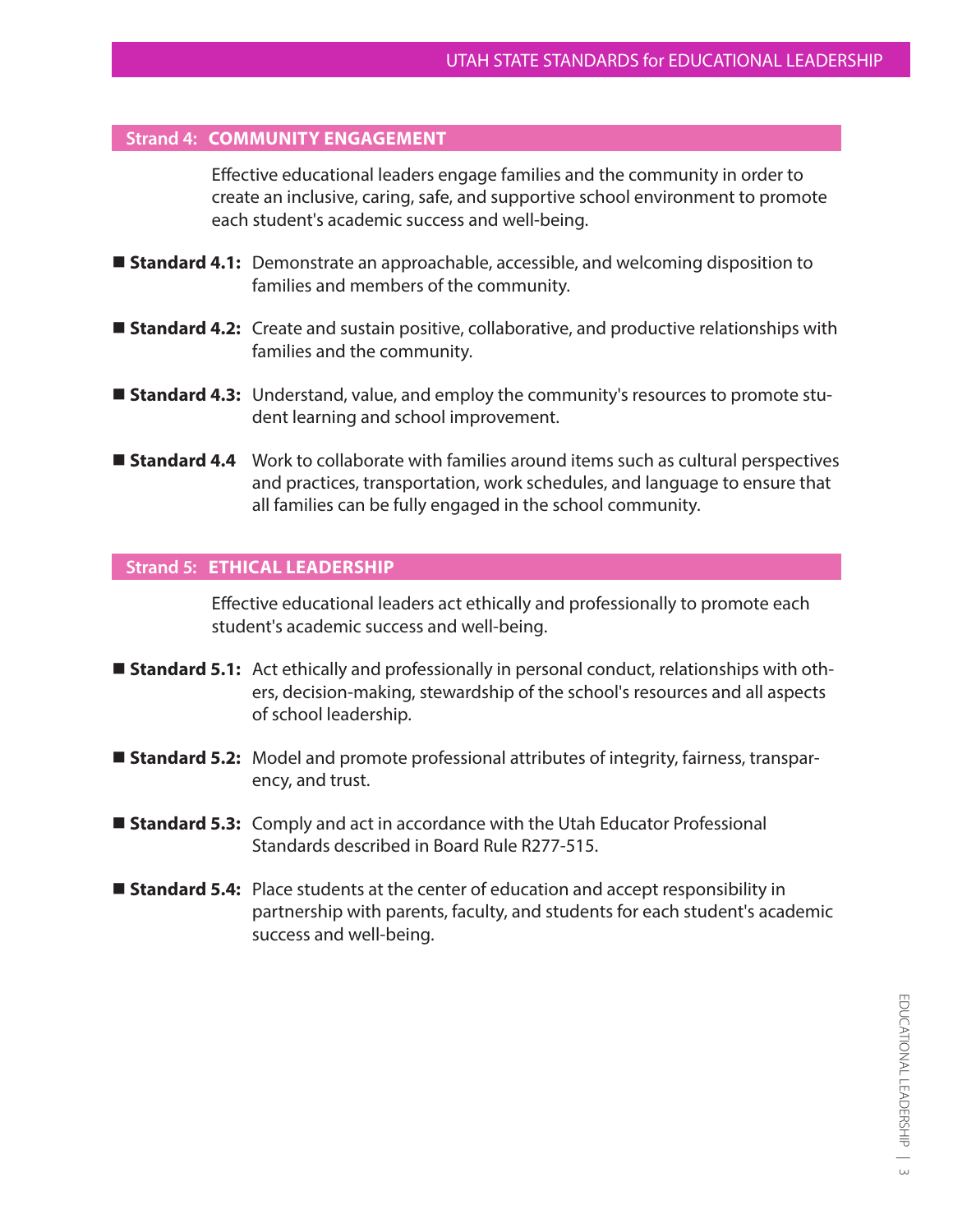## Strand 4: COMMUNITY ENGAGEMENT

Effective educational leaders engage families and the community in order to create an inclusive, caring, safe, and supportive school environment to promote each student's academic success and well-being.

- **Standard 4.1:** Demonstrate an approachable, accessible, and welcoming disposition to families and members of the community.
- **Standard 4.2:** Create and sustain positive, collaborative, and productive relationships with families and the community.
- **Standard 4.3:** Understand, value, and employ the community's resources to promote student learning and school improvement.
- **Standard 4.4** Work to collaborate with families around items such as cultural perspectives and practices, transportation, work schedules, and language to ensure that all families can be fully engaged in the school community.

## Strand 5: ETHICAL LEADERSHIP

Effective educational leaders act ethically and professionally to promote each student's academic success and well-being.

- **Standard 5.1:** Act ethically and professionally in personal conduct, relationships with others, decision-making, stewardship of the school's resources and all aspects of school leadership.
- **Standard 5.2:** Model and promote professional attributes of integrity, fairness, transparency, and trust.
- **Standard 5.3:** Comply and act in accordance with the Utah Educator Professional Standards described in Board Rule R277-515.
- **Standard 5.4:** Place students at the center of education and accept responsibility in partnership with parents, faculty, and students for each student's academic success and well-being.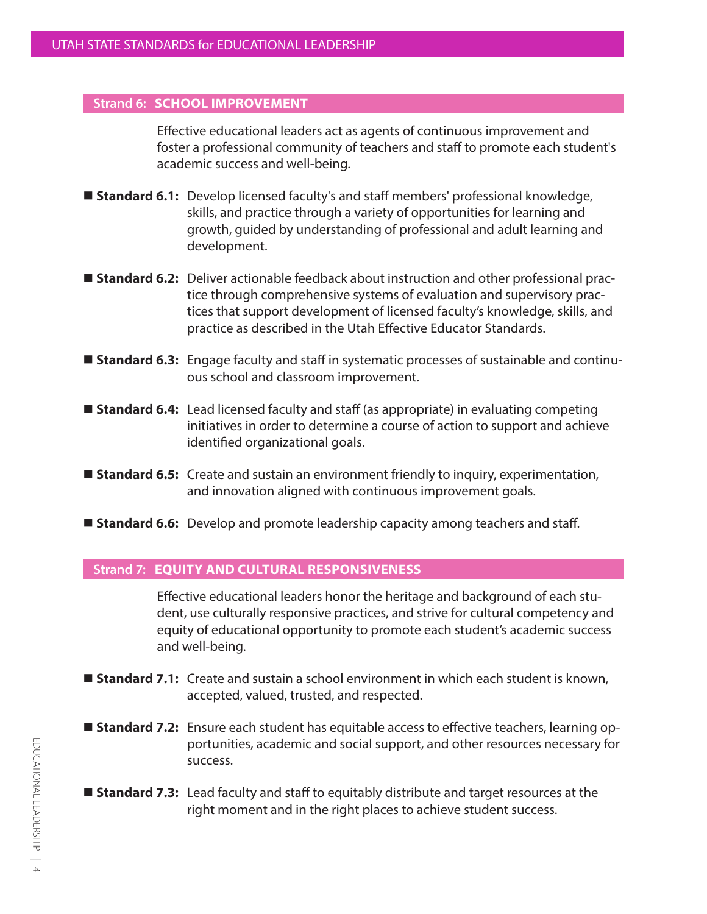## Strand 6: SCHOOL IMPROVEMENT

Effective educational leaders act as agents of continuous improvement and foster a professional community of teachers and staff to promote each student's academic success and well-being.

- **Standard 6.1:** Develop licensed faculty's and staff members' professional knowledge, skills, and practice through a variety of opportunities for learning and growth, guided by understanding of professional and adult learning and development.
- **Standard 6.2:** Deliver actionable feedback about instruction and other professional practice through comprehensive systems of evaluation and supervisory practices that support development of licensed faculty's knowledge, skills, and practice as described in the Utah Effective Educator Standards.
- **Standard 6.3:** Engage faculty and staff in systematic processes of sustainable and continuous school and classroom improvement.
- **Standard 6.4:** Lead licensed faculty and staff (as appropriate) in evaluating competing initiatives in order to determine a course of action to support and achieve identified organizational goals.
- **Standard 6.5:** Create and sustain an environment friendly to inquiry, experimentation, and innovation aligned with continuous improvement goals.
- **Standard 6.6:** Develop and promote leadership capacity among teachers and staff.

## Strand 7: EQUITY AND CULTURAL RESPONSIVENESS

Effective educational leaders honor the heritage and background of each student, use culturally responsive practices, and strive for cultural competency and equity of educational opportunity to promote each student's academic success and well-being.

- **Standard 7.1:** Create and sustain a school environment in which each student is known, accepted, valued, trusted, and respected.
- **Standard 7.2:** Ensure each student has equitable access to effective teachers, learning opportunities, academic and social support, and other resources necessary for success.
- **Standard 7.3:** Lead faculty and staff to equitably distribute and target resources at the right moment and in the right places to achieve student success.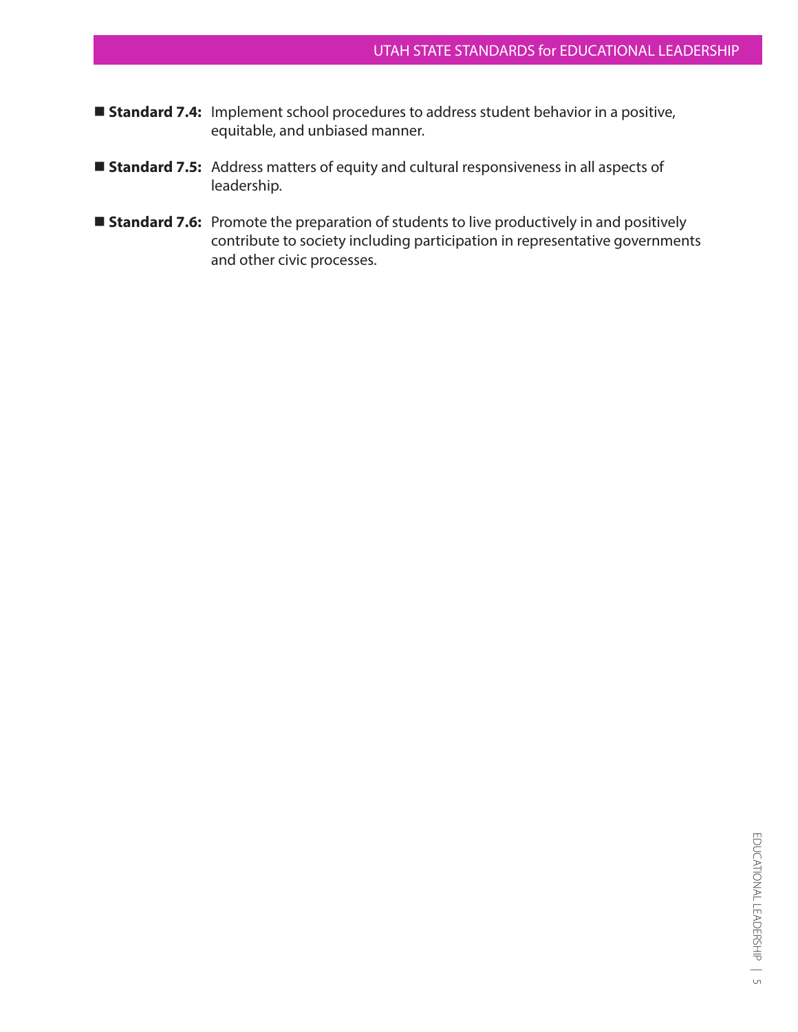- **Standard 7.4:** Implement school procedures to address student behavior in a positive, equitable, and unbiased manner.

- **Standard 7.5:** Address matters of equity and cultural responsiveness in all aspects of leadership.

- **Standard 7.6:** Promote the preparation of students to live productively in and positively contribute to society including participation in representative governments and other civic processes.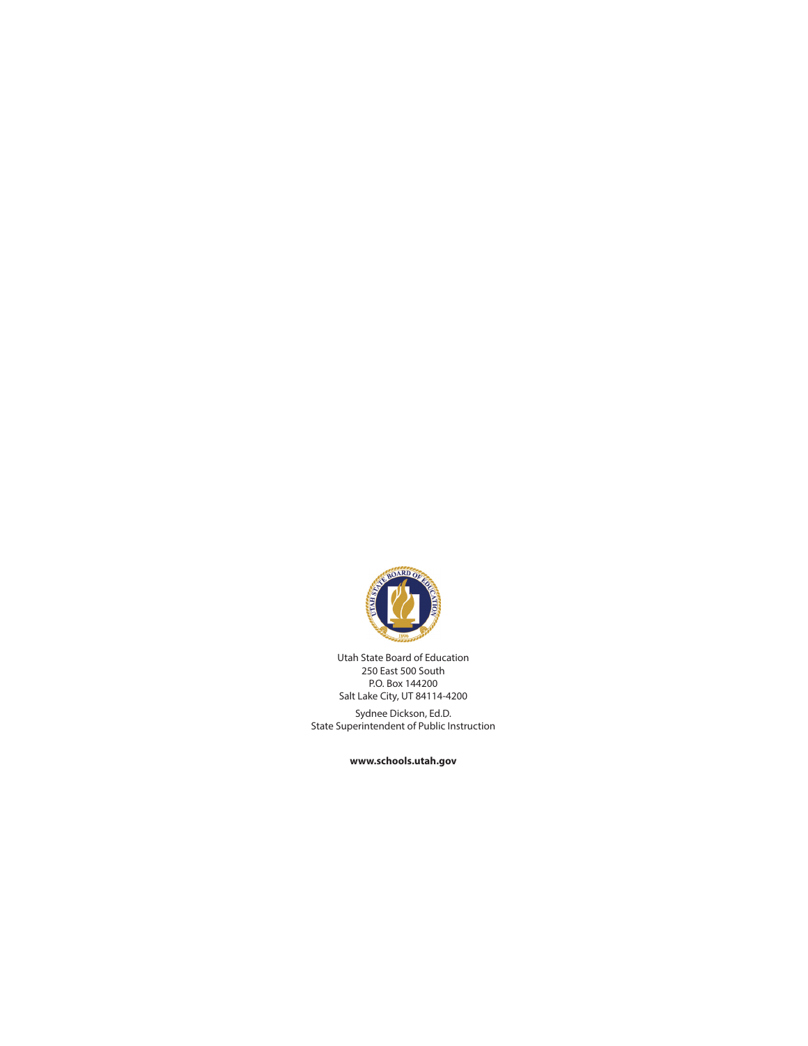Utah State Board of Education
250 East 500 South
P.O. Box 144200
Salt Lake City, UT 84114-4200

Sydnee Dickson, Ed.D.
State Superintendent of Public Instruction

**www.schools.utah.gov**